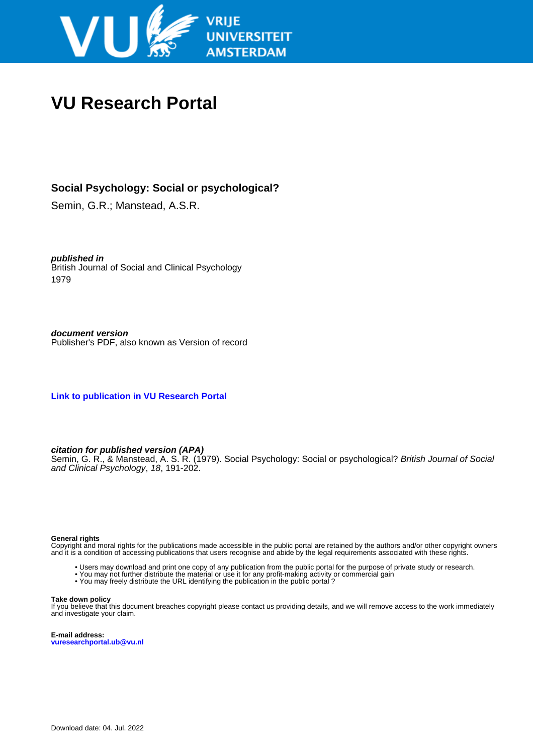VRIJE UNIVERSITEIT AMSTERDAM

# VU Research Portal

### Social Psychology: Social or psychological?

Semin, G.R.; Manstead, A.S.R.

***published in***
British Journal of Social and Clinical Psychology
1979

***document version***
Publisher's PDF, also known as Version of record

**Link to publication in VU Research Portal**

***citation for published version (APA)***
Semin, G. R., & Manstead, A. S. R. (1979). Social Psychology: Social or psychological? *British Journal of Social and Clinical Psychology*, *18*, 191-202.

**General rights**
Copyright and moral rights for the publications made accessible in the public portal are retained by the authors and/or other copyright owners and it is a condition of accessing publications that users recognise and abide by the legal requirements associated with these rights.

- Users may download and print one copy of any publication from the public portal for the purpose of private study or research.
- You may not further distribute the material or use it for any profit-making activity or commercial gain
- You may freely distribute the URL identifying the publication in the public portal ?

**Take down policy**
If you believe that this document breaches copyright please contact us providing details, and we will remove access to the work immediately and investigate your claim.

**E-mail address:**
**vuresearchportal.ub@vu.nl**

Download date: 04. Jul. 2022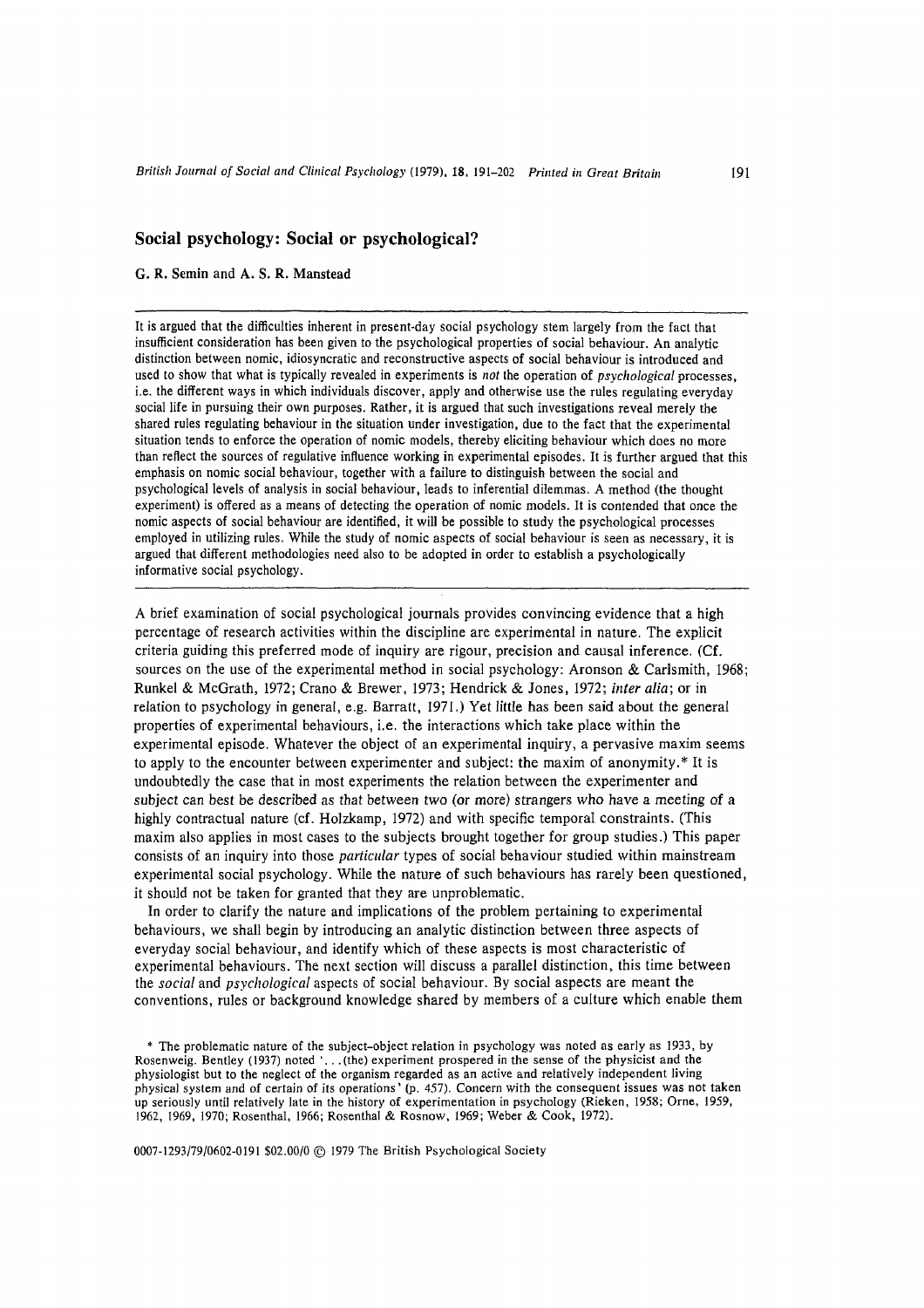# Social psychology: Social or psychological?

**G. R. Semin and A. S. R. Manstead**

It is argued that the difficulties inherent in present-day social psychology stem largely from the fact that insufficient consideration has been given to the psychological properties of social behaviour. An analytic distinction between nomic, idiosyncratic and reconstructive aspects of social behaviour is introduced and used to show that what is typically revealed in experiments is *not* the operation of *psychological* processes, i.e. the different ways in which individuals discover, apply and otherwise use the rules regulating everyday social life in pursuing their own purposes. Rather, it is argued that such investigations reveal merely the shared rules regulating behaviour in the situation under investigation, due to the fact that the experimental situation tends to enforce the operation of nomic models, thereby eliciting behaviour which does no more than reflect the sources of regulative influence working in experimental episodes. It is further argued that this emphasis on nomic social behaviour, together with a failure to distinguish between the social and psychological levels of analysis in social behaviour, leads to inferential dilemmas. A method (the thought experiment) is offered as a means of detecting the operation of nomic models. It is contended that once the nomic aspects of social behaviour are identified, it will be possible to study the psychological processes employed in utilizing rules. While the study of nomic aspects of social behaviour is seen as necessary, it is argued that different methodologies need also to be adopted in order to establish a psychologically informative social psychology.

---

A brief examination of social psychological journals provides convincing evidence that a high percentage of research activities within the discipline are experimental in nature. The explicit criteria guiding this preferred mode of inquiry are rigour, precision and causal inference. (Cf. sources on the use of the experimental method in social psychology: Aronson & Carlsmith, 1968; Runkel & McGrath, 1972; Crano & Brewer, 1973; Hendrick & Jones, 1972; *inter alia*; or in relation to psychology in general, e.g. Barratt, 1971.) Yet little has been said about the general properties of experimental behaviours, i.e. the interactions which take place within the experimental episode. Whatever the object of an experimental inquiry, a pervasive maxim seems to apply to the encounter between experimenter and subject: the maxim of anonymity.* It is undoubtedly the case that in most experiments the relation between the experimenter and subject can best be described as that between two (or more) strangers who have a meeting of a highly contractual nature (cf. Holzkamp, 1972) and with specific temporal constraints. (This maxim also applies in most cases to the subjects brought together for group studies.) This paper consists of an inquiry into those *particular* types of social behaviour studied within mainstream experimental social psychology. While the nature of such behaviours has rarely been questioned, it should not be taken for granted that they are unproblematic.

In order to clarify the nature and implications of the problem pertaining to experimental behaviours, we shall begin by introducing an analytic distinction between three aspects of everyday social behaviour, and identify which of these aspects is most characteristic of experimental behaviours. The next section will discuss a parallel distinction, this time between the *social* and *psychological* aspects of social behaviour. By social aspects are meant the conventions, rules or background knowledge shared by members of a culture which enable them

\* The problematic nature of the subject–object relation in psychology was noted as early as 1933, by Rosenweig. Bentley (1937) noted '...(the) experiment prospered in the sense of the physicist and the physiologist but to the neglect of the organism regarded as an active and relatively independent living physical system and of certain of its operations' (p. 457). Concern with the consequent issues was not taken up seriously until relatively late in the history of experimentation in psychology (Rieken, 1958; Orne, 1959, 1962, 1969, 1970; Rosenthal, 1966; Rosenthal & Rosnow, 1969; Weber & Cook, 1972).

0007-1293/79/0602-0191 $02.00/0 © 1979 The British Psychological Society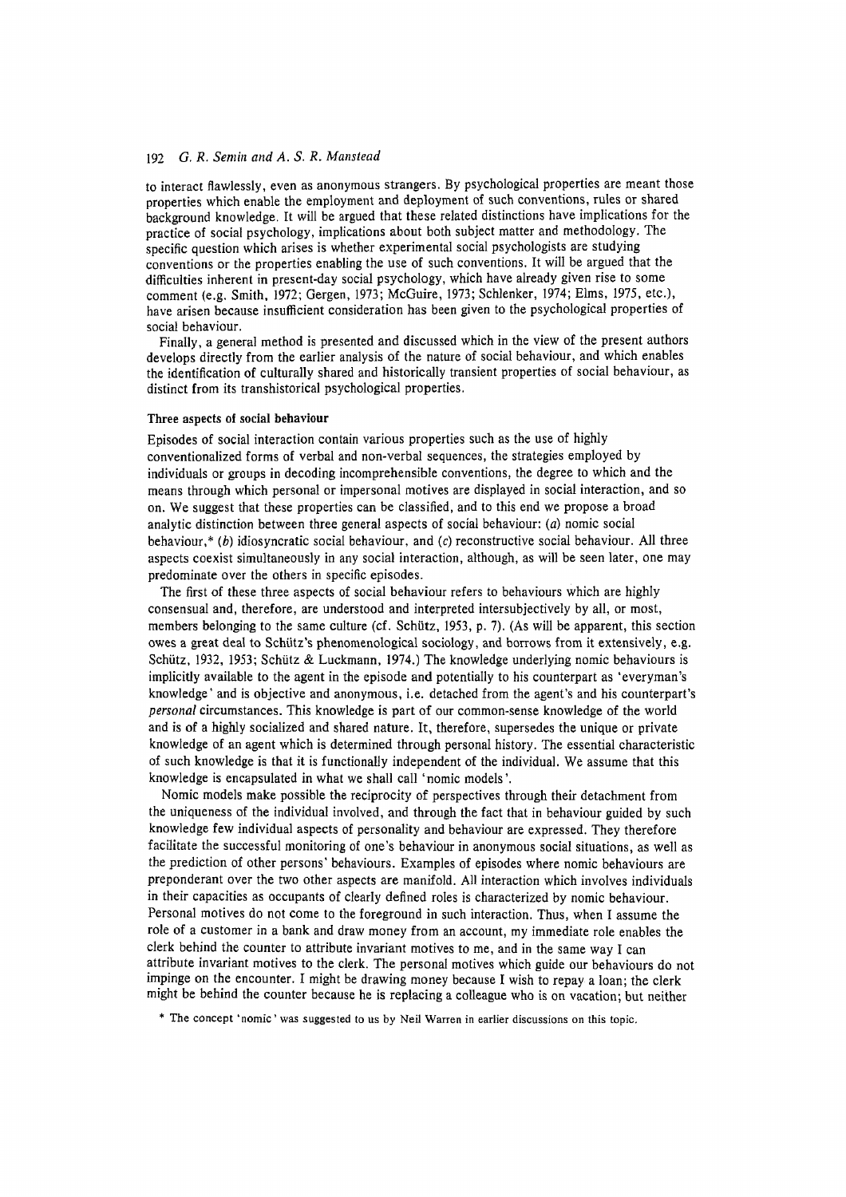to interact flawlessly, even as anonymous strangers. By psychological properties are meant those properties which enable the employment and deployment of such conventions, rules or shared background knowledge. It will be argued that these related distinctions have implications for the practice of social psychology, implications about both subject matter and methodology. The specific question which arises is whether experimental social psychologists are studying conventions or the properties enabling the use of such conventions. It will be argued that the difficulties inherent in present-day social psychology, which have already given rise to some comment (e.g. Smith, 1972; Gergen, 1973; McGuire, 1973; Schlenker, 1974; Elms, 1975, etc.), have arisen because insufficient consideration has been given to the psychological properties of social behaviour.

Finally, a general method is presented and discussed which in the view of the present authors develops directly from the earlier analysis of the nature of social behaviour, and which enables the identification of culturally shared and historically transient properties of social behaviour, as distinct from its transhistorical psychological properties.

## Three aspects of social behaviour

Episodes of social interaction contain various properties such as the use of highly conventionalized forms of verbal and non-verbal sequences, the strategies employed by individuals or groups in decoding incomprehensible conventions, the degree to which and the means through which personal or impersonal motives are displayed in social interaction, and so on. We suggest that these properties can be classified, and to this end we propose a broad analytic distinction between three general aspects of social behaviour: (*a*) nomic social behaviour,* (*b*) idiosyncratic social behaviour, and (*c*) reconstructive social behaviour. All three aspects coexist simultaneously in any social interaction, although, as will be seen later, one may predominate over the others in specific episodes.

The first of these three aspects of social behaviour refers to behaviours which are highly consensual and, therefore, are understood and interpreted intersubjectively by all, or most, members belonging to the same culture (cf. Schütz, 1953, p. 7). (As will be apparent, this section owes a great deal to Schütz's phenomenological sociology, and borrows from it extensively, e.g. Schütz, 1932, 1953; Schütz & Luckmann, 1974.) The knowledge underlying nomic behaviours is implicitly available to the agent in the episode and potentially to his counterpart as 'everyman's knowledge' and is objective and anonymous, i.e. detached from the agent's and his counterpart's *personal* circumstances. This knowledge is part of our common-sense knowledge of the world and is of a highly socialized and shared nature. It, therefore, supersedes the unique or private knowledge of an agent which is determined through personal history. The essential characteristic of such knowledge is that it is functionally independent of the individual. We assume that this knowledge is encapsulated in what we shall call 'nomic models'.

Nomic models make possible the reciprocity of perspectives through their detachment from the uniqueness of the individual involved, and through the fact that in behaviour guided by such knowledge few individual aspects of personality and behaviour are expressed. They therefore facilitate the successful monitoring of one's behaviour in anonymous social situations, as well as the prediction of other persons' behaviours. Examples of episodes where nomic behaviours are preponderant over the two other aspects are manifold. All interaction which involves individuals in their capacities as occupants of clearly defined roles is characterized by nomic behaviour. Personal motives do not come to the foreground in such interaction. Thus, when I assume the role of a customer in a bank and draw money from an account, my immediate role enables the clerk behind the counter to attribute invariant motives to me, and in the same way I can attribute invariant motives to the clerk. The personal motives which guide our behaviours do not impinge on the encounter. I might be drawing money because I wish to repay a loan; the clerk might be behind the counter because he is replacing a colleague who is on vacation; but neither

* The concept 'nomic' was suggested to us by Neil Warren in earlier discussions on this topic.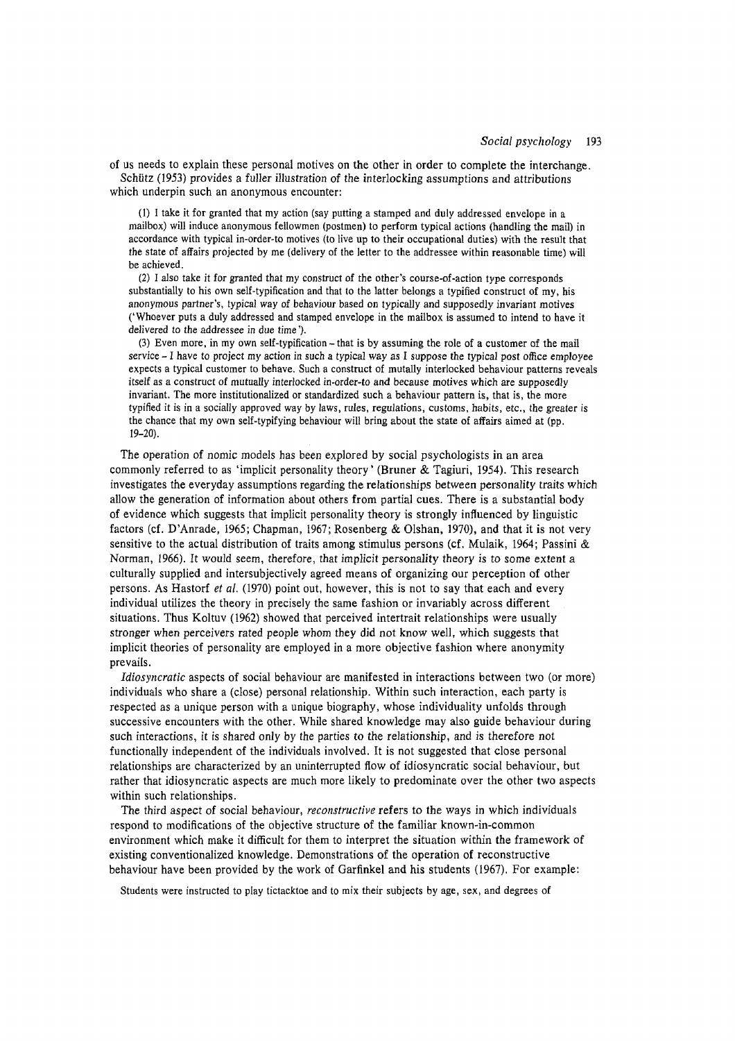of us needs to explain these personal motives on the other in order to complete the interchange. Schütz (1953) provides a fuller illustration of the interlocking assumptions and attributions which underpin such an anonymous encounter:

> (1) I take it for granted that my action (say putting a stamped and duly addressed envelope in a mailbox) will induce anonymous fellowmen (postmen) to perform typical actions (handling the mail) in accordance with typical in-order-to motives (to live up to their occupational duties) with the result that the state of affairs projected by me (delivery of the letter to the addressee within reasonable time) will be achieved.
>
> (2) I also take it for granted that my construct of the other's course-of-action type corresponds substantially to his own self-typification and that to the latter belongs a typified construct of my, his anonymous partner's, typical way of behaviour based on typically and supposedly invariant motives ('Whoever puts a duly addressed and stamped envelope in the mailbox is assumed to intend to have it delivered to the addressee in due time').
>
> (3) Even more, in my own self-typification – that is by assuming the role of a customer of the mail service – I have to project my action in such a typical way as I suppose the typical post office employee expects a typical customer to behave. Such a construct of mutally interlocked behaviour patterns reveals itself as a construct of mutually interlocked in-order-to and because motives which are supposedly invariant. The more institutionalized or standardized such a behaviour pattern is, that is, the more typified it is in a socially approved way by laws, rules, regulations, customs, habits, etc., the greater is the chance that my own self-typifying behaviour will bring about the state of affairs aimed at (pp. 19–20).

The operation of nomic models has been explored by social psychologists in an area commonly referred to as 'implicit personality theory' (Bruner & Tagiuri, 1954). This research investigates the everyday assumptions regarding the relationships between personality traits which allow the generation of information about others from partial cues. There is a substantial body of evidence which suggests that implicit personality theory is strongly influenced by linguistic factors (cf. D'Anrade, 1965; Chapman, 1967; Rosenberg & Olshan, 1970), and that it is not very sensitive to the actual distribution of traits among stimulus persons (cf. Mulaik, 1964; Passini & Norman, 1966). It would seem, therefore, that implicit personality theory is to some extent a culturally supplied and intersubjectively agreed means of organizing our perception of other persons. As Hastorf *et al.* (1970) point out, however, this is not to say that each and every individual utilizes the theory in precisely the same fashion or invariably across different situations. Thus Koltuv (1962) showed that perceived intertrait relationships were usually stronger when perceivers rated people whom they did not know well, which suggests that implicit theories of personality are employed in a more objective fashion where anonymity prevails.

*Idiosyncratic* aspects of social behaviour are manifested in interactions between two (or more) individuals who share a (close) personal relationship. Within such interaction, each party is respected as a unique person with a unique biography, whose individuality unfolds through successive encounters with the other. While shared knowledge may also guide behaviour during such interactions, it is shared only by the parties to the relationship, and is therefore not functionally independent of the individuals involved. It is not suggested that close personal relationships are characterized by an uninterrupted flow of idiosyncratic social behaviour, but rather that idiosyncratic aspects are much more likely to predominate over the other two aspects within such relationships.

The third aspect of social behaviour, *reconstructive* refers to the ways in which individuals respond to modifications of the objective structure of the familiar known-in-common environment which make it difficult for them to interpret the situation within the framework of existing conventionalized knowledge. Demonstrations of the operation of reconstructive behaviour have been provided by the work of Garfinkel and his students (1967). For example:

> Students were instructed to play tictacktoe and to mix their subjects by age, sex, and degrees of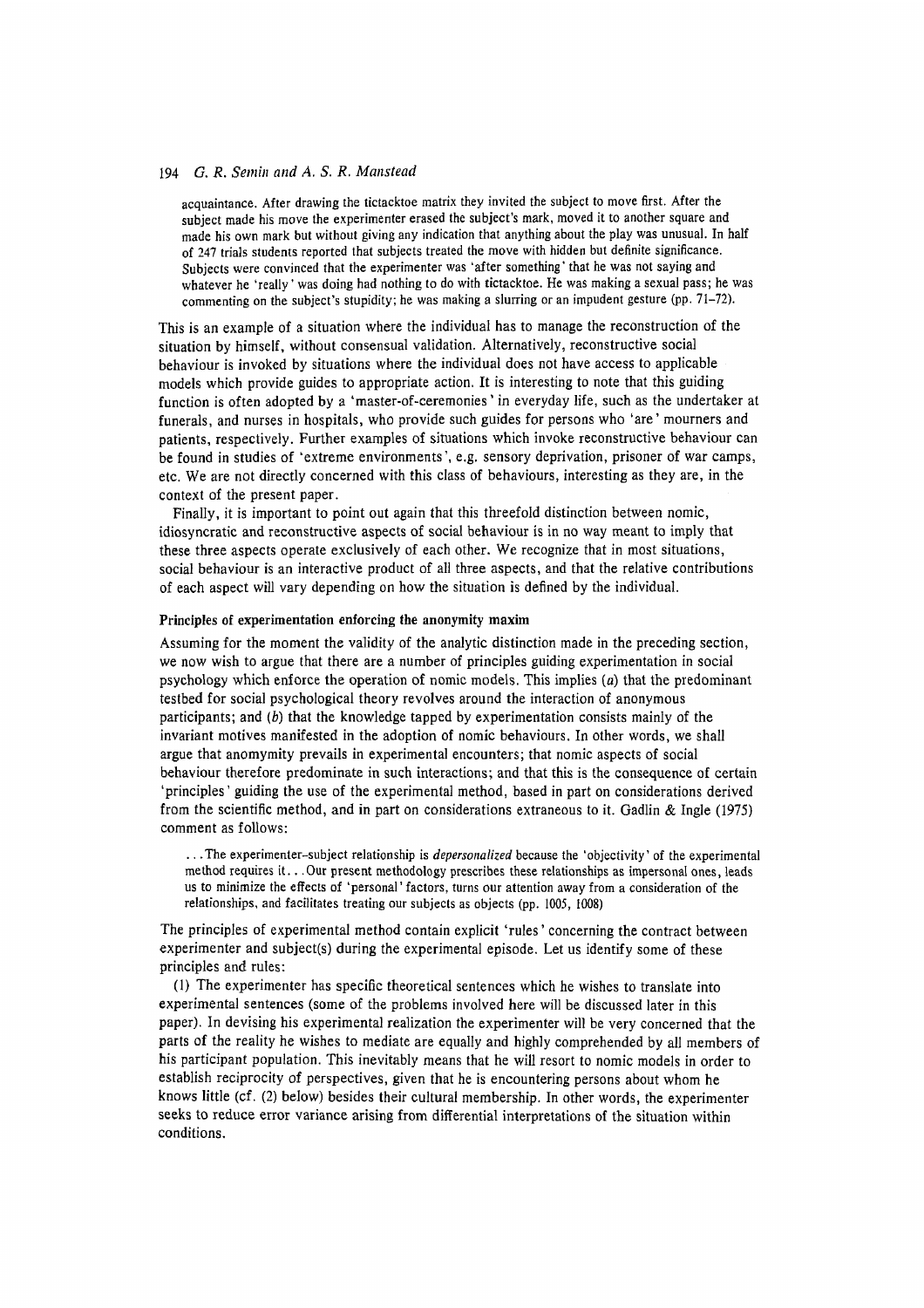> acquaintance. After drawing the tictacktoe matrix they invited the subject to move first. After the subject made his move the experimenter erased the subject's mark, moved it to another square and made his own mark but without giving any indication that anything about the play was unusual. In half of 247 trials students reported that subjects treated the move with hidden but definite significance. Subjects were convinced that the experimenter was 'after something' that he was not saying and whatever he 'really' was doing had nothing to do with tictacktoe. He was making a sexual pass; he was commenting on the subject's stupidity; he was making a slurring or an impudent gesture (pp. 71–72).

This is an example of a situation where the individual has to manage the reconstruction of the situation by himself, without consensual validation. Alternatively, reconstructive social behaviour is invoked by situations where the individual does not have access to applicable models which provide guides to appropriate action. It is interesting to note that this guiding function is often adopted by a 'master-of-ceremonies' in everyday life, such as the undertaker at funerals, and nurses in hospitals, who provide such guides for persons who 'are' mourners and patients, respectively. Further examples of situations which invoke reconstructive behaviour can be found in studies of 'extreme environments', e.g. sensory deprivation, prisoner of war camps, etc. We are not directly concerned with this class of behaviours, interesting as they are, in the context of the present paper.

Finally, it is important to point out again that this threefold distinction between nomic, idiosyncratic and reconstructive aspects of social behaviour is in no way meant to imply that these three aspects operate exclusively of each other. We recognize that in most situations, social behaviour is an interactive product of all three aspects, and that the relative contributions of each aspect will vary depending on how the situation is defined by the individual.

### Principles of experimentation enforcing the anonymity maxim

Assuming for the moment the validity of the analytic distinction made in the preceding section, we now wish to argue that there are a number of principles guiding experimentation in social psychology which enforce the operation of nomic models. This implies (*a*) that the predominant testbed for social psychological theory revolves around the interaction of anonymous participants; and (*b*) that the knowledge tapped by experimentation consists mainly of the invariant motives manifested in the adoption of nomic behaviours. In other words, we shall argue that anomymity prevails in experimental encounters; that nomic aspects of social behaviour therefore predominate in such interactions; and that this is the consequence of certain 'principles' guiding the use of the experimental method, based in part on considerations derived from the scientific method, and in part on considerations extraneous to it. Gadlin & Ingle (1975) comment as follows:

> ...The experimenter–subject relationship is *depersonalized* because the 'objectivity' of the experimental method requires it...Our present methodology prescribes these relationships as impersonal ones, leads us to minimize the effects of 'personal' factors, turns our attention away from a consideration of the relationships, and facilitates treating our subjects as objects (pp. 1005, 1008)

The principles of experimental method contain explicit 'rules' concerning the contract between experimenter and subject(s) during the experimental episode. Let us identify some of these principles and rules:

(1) The experimenter has specific theoretical sentences which he wishes to translate into experimental sentences (some of the problems involved here will be discussed later in this paper). In devising his experimental realization the experimenter will be very concerned that the parts of the reality he wishes to mediate are equally and highly comprehended by all members of his participant population. This inevitably means that he will resort to nomic models in order to establish reciprocity of perspectives, given that he is encountering persons about whom he knows little (cf. (2) below) besides their cultural membership. In other words, the experimenter seeks to reduce error variance arising from differential interpretations of the situation within conditions.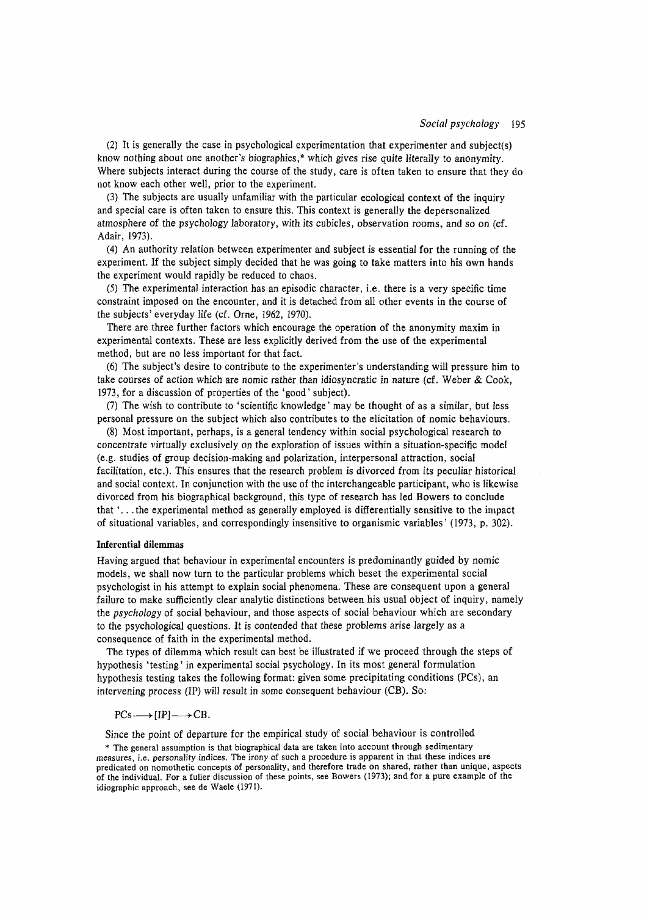(2) It is generally the case in psychological experimentation that experimenter and subject(s) know nothing about one another's biographies,* which gives rise quite literally to anonymity. Where subjects interact during the course of the study, care is often taken to ensure that they do not know each other well, prior to the experiment.

(3) The subjects are usually unfamiliar with the particular ecological context of the inquiry and special care is often taken to ensure this. This context is generally the depersonalized atmosphere of the psychology laboratory, with its cubicles, observation rooms, and so on (cf. Adair, 1973).

(4) An authority relation between experimenter and subject is essential for the running of the experiment. If the subject simply decided that he was going to take matters into his own hands the experiment would rapidly be reduced to chaos.

(5) The experimental interaction has an episodic character, i.e. there is a very specific time constraint imposed on the encounter, and it is detached from all other events in the course of the subjects' everyday life (cf. Orne, 1962, 1970).

There are three further factors which encourage the operation of the anonymity maxim in experimental contexts. These are less explicitly derived from the use of the experimental method, but are no less important for that fact.

(6) The subject's desire to contribute to the experimenter's understanding will pressure him to take courses of action which are nomic rather than idiosyncratic in nature (cf. Weber & Cook, 1973, for a discussion of properties of the 'good' subject).

(7) The wish to contribute to 'scientific knowledge' may be thought of as a similar, but less personal pressure on the subject which also contributes to the elicitation of nomic behaviours.

(8) Most important, perhaps, is a general tendency within social psychological research to concentrate virtually exclusively on the exploration of issues within a situation-specific model (e.g. studies of group decision-making and polarization, interpersonal attraction, social facilitation, etc.). This ensures that the research problem is divorced from its peculiar historical and social context. In conjunction with the use of the interchangeable participant, who is likewise divorced from his biographical background, this type of research has led Bowers to conclude that '...the experimental method as generally employed is differentially sensitive to the impact of situational variables, and correspondingly insensitive to organismic variables' (1973, p. 302).

### Inferential dilemmas

Having argued that behaviour in experimental encounters is predominantly guided by nomic models, we shall now turn to the particular problems which beset the experimental social psychologist in his attempt to explain social phenomena. These are consequent upon a general failure to make sufficiently clear analytic distinctions between his usual object of inquiry, namely the *psychology* of social behaviour, and those aspects of social behaviour which are secondary to the psychological questions. It is contended that these problems arise largely as a consequence of faith in the experimental method.

The types of dilemma which result can best be illustrated if we proceed through the steps of hypothesis 'testing' in experimental social psychology. In its most general formulation hypothesis testing takes the following format: given some precipitating conditions (PCs), an intervening process (IP) will result in some consequent behaviour (CB). So:

$$\text{PCs} \longrightarrow [\text{IP}] \longrightarrow \text{CB}.$$

Since the point of departure for the empirical study of social behaviour is controlled

\* The general assumption is that biographical data are taken into account through sedimentary measures, i.e. personality indices. The irony of such a procedure is apparent in that these indices are predicated on nomothetic concepts of personality, and therefore trade on shared, rather than unique, aspects of the individual. For a fuller discussion of these points, see Bowers (1973); and for a pure example of the idiographic approach, see de Waele (1971).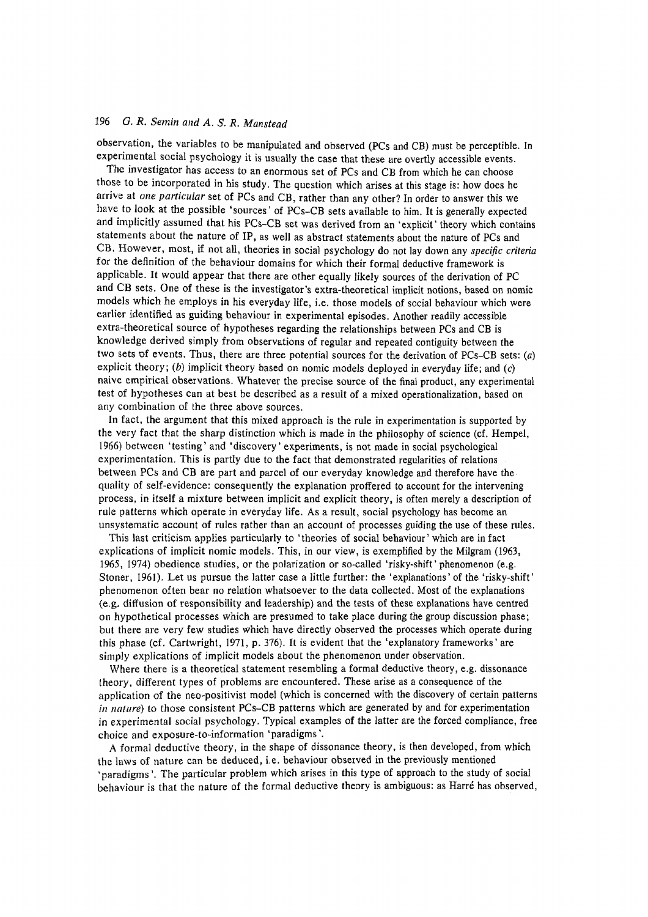observation, the variables to be manipulated and observed (PCs and CB) must be perceptible. In experimental social psychology it is usually the case that these are overtly accessible events.

The investigator has access to an enormous set of PCs and CB from which he can choose those to be incorporated in his study. The question which arises at this stage is: how does he arrive at *one particular* set of PCs and CB, rather than any other? In order to answer this we have to look at the possible 'sources' of PCs–CB sets available to him. It is generally expected and implicitly assumed that his PCs–CB set was derived from an 'explicit' theory which contains statements about the nature of IP, as well as abstract statements about the nature of PCs and CB. However, most, if not all, theories in social psychology do not lay down any *specific criteria* for the definition of the behaviour domains for which their formal deductive framework is applicable. It would appear that there are other equally likely sources of the derivation of PC and CB sets. One of these is the investigator's extra-theoretical implicit notions, based on nomic models which he employs in his everyday life, i.e. those models of social behaviour which were earlier identified as guiding behaviour in experimental episodes. Another readily accessible extra-theoretical source of hypotheses regarding the relationships between PCs and CB is knowledge derived simply from observations of regular and repeated contiguity between the two sets of events. Thus, there are three potential sources for the derivation of PCs–CB sets: (*a*) explicit theory; (*b*) implicit theory based on nomic models deployed in everyday life; and (*c*) naive empirical observations. Whatever the precise source of the final product, any experimental test of hypotheses can at best be described as a result of a mixed operationalization, based on any combination of the three above sources.

In fact, the argument that this mixed approach is the rule in experimentation is supported by the very fact that the sharp distinction which is made in the philosophy of science (cf. Hempel, 1966) between 'testing' and 'discovery' experiments, is not made in social psychological experimentation. This is partly due to the fact that demonstrated regularities of relations between PCs and CB are part and parcel of our everyday knowledge and therefore have the quality of self-evidence: consequently the explanation proffered to account for the intervening process, in itself a mixture between implicit and explicit theory, is often merely a description of rule patterns which operate in everyday life. As a result, social psychology has become an unsystematic account of rules rather than an account of processes guiding the use of these rules.

This last criticism applies particularly to 'theories of social behaviour' which are in fact explications of implicit nomic models. This, in our view, is exemplified by the Milgram (1963, 1965, 1974) obedience studies, or the polarization or so-called 'risky-shift' phenomenon (e.g. Stoner, 1961). Let us pursue the latter case a little further: the 'explanations' of the 'risky-shift' phenomenon often bear no relation whatsoever to the data collected. Most of the explanations (e.g. diffusion of responsibility and leadership) and the tests of these explanations have centred on hypothetical processes which are presumed to take place during the group discussion phase; but there are very few studies which have directly observed the processes which operate during this phase (cf. Cartwright, 1971, p. 376). It is evident that the 'explanatory frameworks' are simply explications of implicit models about the phenomenon under observation.

Where there is a theoretical statement resembling a formal deductive theory, e.g. dissonance theory, different types of problems are encountered. These arise as a consequence of the application of the neo-positivist model (which is concerned with the discovery of certain patterns *in nature*) to those consistent PCs–CB patterns which are generated by and for experimentation in experimental social psychology. Typical examples of the latter are the forced compliance, free choice and exposure-to-information 'paradigms'.

A formal deductive theory, in the shape of dissonance theory, is then developed, from which the laws of nature can be deduced, i.e. behaviour observed in the previously mentioned 'paradigms'. The particular problem which arises in this type of approach to the study of social behaviour is that the nature of the formal deductive theory is ambiguous: as Harré has observed,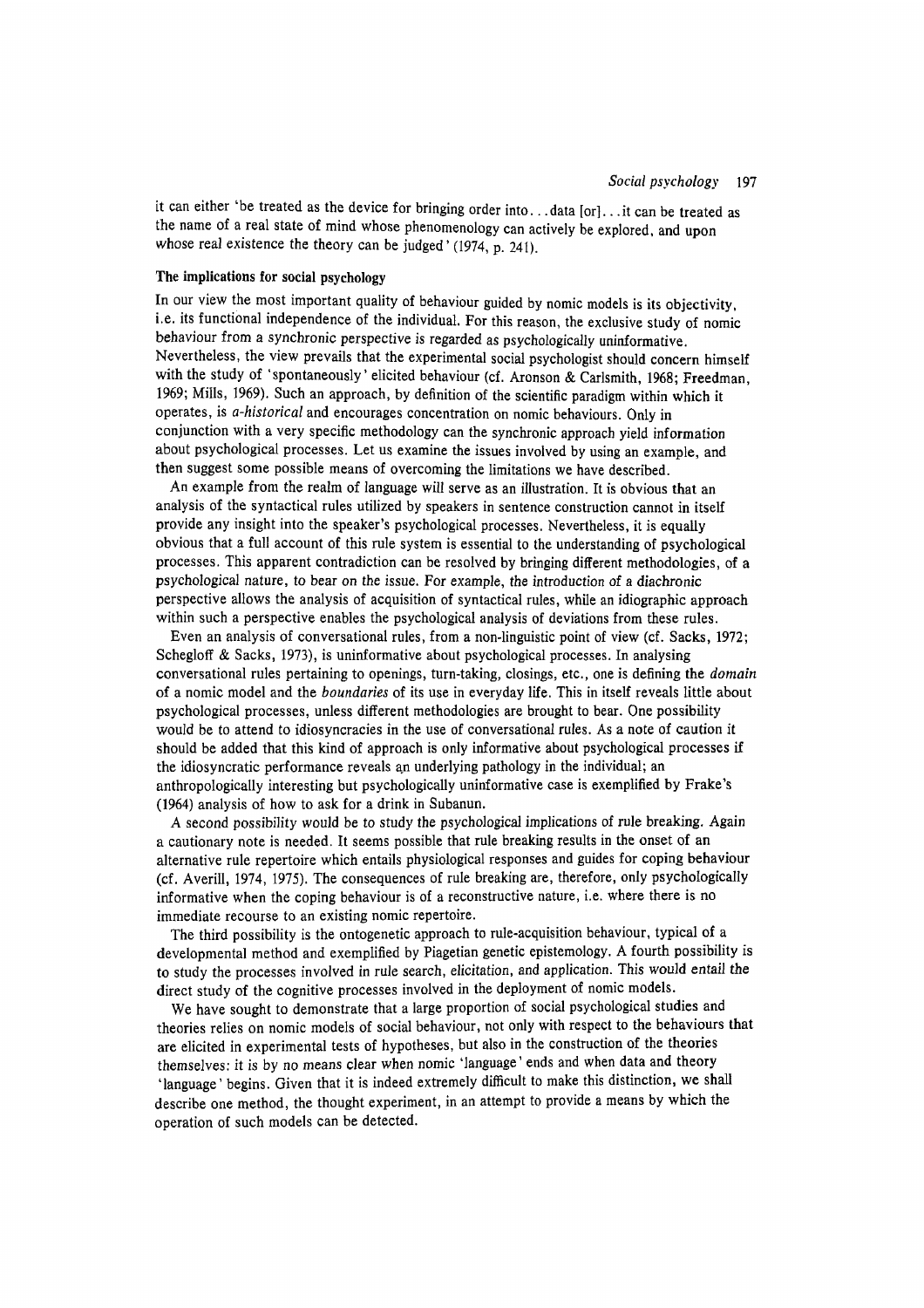it can either 'be treated as the device for bringing order into...data [or]...it can be treated as the name of a real state of mind whose phenomenology can actively be explored, and upon whose real existence the theory can be judged' (1974, p. 241).

### The implications for social psychology

In our view the most important quality of behaviour guided by nomic models is its objectivity, i.e. its functional independence of the individual. For this reason, the exclusive study of nomic behaviour from a synchronic perspective is regarded as psychologically uninformative. Nevertheless, the view prevails that the experimental social psychologist should concern himself with the study of 'spontaneously' elicited behaviour (cf. Aronson & Carlsmith, 1968; Freedman, 1969; Mills, 1969). Such an approach, by definition of the scientific paradigm within which it operates, is *a-historical* and encourages concentration on nomic behaviours. Only in conjunction with a very specific methodology can the synchronic approach yield information about psychological processes. Let us examine the issues involved by using an example, and then suggest some possible means of overcoming the limitations we have described.

An example from the realm of language will serve as an illustration. It is obvious that an analysis of the syntactical rules utilized by speakers in sentence construction cannot in itself provide any insight into the speaker's psychological processes. Nevertheless, it is equally obvious that a full account of this rule system is essential to the understanding of psychological processes. This apparent contradiction can be resolved by bringing different methodologies, of a psychological nature, to bear on the issue. For example, the introduction of a diachronic perspective allows the analysis of acquisition of syntactical rules, while an idiographic approach within such a perspective enables the psychological analysis of deviations from these rules.

Even an analysis of conversational rules, from a non-linguistic point of view (cf. Sacks, 1972; Schegloff & Sacks, 1973), is uninformative about psychological processes. In analysing conversational rules pertaining to openings, turn-taking, closings, etc., one is defining the *domain* of a nomic model and the *boundaries* of its use in everyday life. This in itself reveals little about psychological processes, unless different methodologies are brought to bear. One possibility would be to attend to idiosyncracies in the use of conversational rules. As a note of caution it should be added that this kind of approach is only informative about psychological processes if the idiosyncratic performance reveals an underlying pathology in the individual; an anthropologically interesting but psychologically uninformative case is exemplified by Frake's (1964) analysis of how to ask for a drink in Subanun.

A second possibility would be to study the psychological implications of rule breaking. Again a cautionary note is needed. It seems possible that rule breaking results in the onset of an alternative rule repertoire which entails physiological responses and guides for coping behaviour (cf. Averill, 1974, 1975). The consequences of rule breaking are, therefore, only psychologically informative when the coping behaviour is of a reconstructive nature, i.e. where there is no immediate recourse to an existing nomic repertoire.

The third possibility is the ontogenetic approach to rule-acquisition behaviour, typical of a developmental method and exemplified by Piagetian genetic epistemology. A fourth possibility is to study the processes involved in rule search, elicitation, and application. This would entail the direct study of the cognitive processes involved in the deployment of nomic models.

We have sought to demonstrate that a large proportion of social psychological studies and theories relies on nomic models of social behaviour, not only with respect to the behaviours that are elicited in experimental tests of hypotheses, but also in the construction of the theories themselves: it is by no means clear when nomic 'language' ends and when data and theory 'language' begins. Given that it is indeed extremely difficult to make this distinction, we shall describe one method, the thought experiment, in an attempt to provide a means by which the operation of such models can be detected.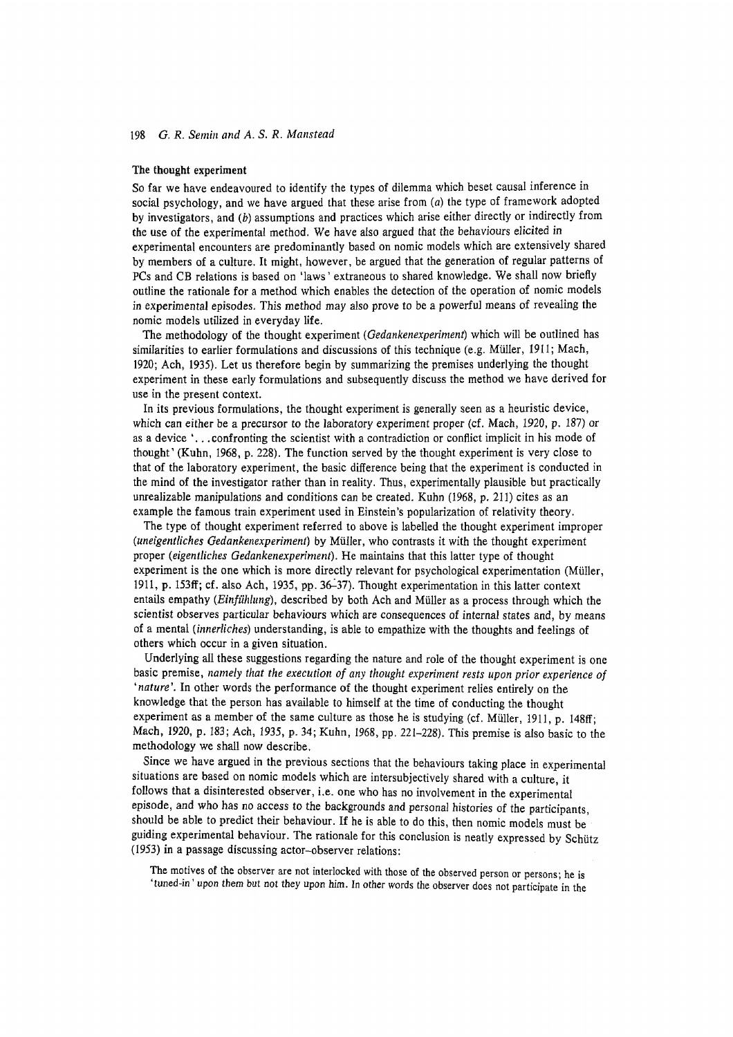### The thought experiment

So far we have endeavoured to identify the types of dilemma which beset causal inference in social psychology, and we have argued that these arise from (*a*) the type of framework adopted by investigators, and (*b*) assumptions and practices which arise either directly or indirectly from the use of the experimental method. We have also argued that the behaviours elicited in experimental encounters are predominantly based on nomic models which are extensively shared by members of a culture. It might, however, be argued that the generation of regular patterns of PCs and CB relations is based on 'laws' extraneous to shared knowledge. We shall now briefly outline the rationale for a method which enables the detection of the operation of nomic models in experimental episodes. This method may also prove to be a powerful means of revealing the nomic models utilized in everyday life.

The methodology of the thought experiment (*Gedankenexperiment*) which will be outlined has similarities to earlier formulations and discussions of this technique (e.g. Müller, 1911; Mach, 1920; Ach, 1935). Let us therefore begin by summarizing the premises underlying the thought experiment in these early formulations and subsequently discuss the method we have derived for use in the present context.

In its previous formulations, the thought experiment is generally seen as a heuristic device, which can either be a precursor to the laboratory experiment proper (cf. Mach, 1920, p. 187) or as a device '...confronting the scientist with a contradiction or conflict implicit in his mode of thought' (Kuhn, 1968, p. 228). The function served by the thought experiment is very close to that of the laboratory experiment, the basic difference being that the experiment is conducted in the mind of the investigator rather than in reality. Thus, experimentally plausible but practically unrealizable manipulations and conditions can be created. Kuhn (1968, p. 211) cites as an example the famous train experiment used in Einstein's popularization of relativity theory.

The type of thought experiment referred to above is labelled the thought experiment improper (*uneigentliches Gedankenexperiment*) by Müller, who contrasts it with the thought experiment proper (*eigentliches Gedankenexperiment*). He maintains that this latter type of thought experiment is the one which is more directly relevant for psychological experimentation (Müller, 1911, p. 153ff; cf. also Ach, 1935, pp. 36–37). Thought experimentation in this latter context entails empathy (*Einfühlung*), described by both Ach and Müller as a process through which the scientist observes particular behaviours which are consequences of internal states and, by means of a mental (*innerliches*) understanding, is able to empathize with the thoughts and feelings of others which occur in a given situation.

Underlying all these suggestions regarding the nature and role of the thought experiment is one basic premise, *namely that the execution of any thought experiment rests upon prior experience of 'nature'*. In other words the performance of the thought experiment relies entirely on the knowledge that the person has available to himself at the time of conducting the thought experiment as a member of the same culture as those he is studying (cf. Müller, 1911, p. 148ff; Mach, 1920, p. 183; Ach, 1935, p. 34; Kuhn, 1968, pp. 221–228). This premise is also basic to the methodology we shall now describe.

Since we have argued in the previous sections that the behaviours taking place in experimental situations are based on nomic models which are intersubjectively shared with a culture, it follows that a disinterested observer, i.e. one who has no involvement in the experimental episode, and who has no access to the backgrounds and personal histories of the participants, should be able to predict their behaviour. If he is able to do this, then nomic models must be guiding experimental behaviour. The rationale for this conclusion is neatly expressed by Schütz (1953) in a passage discussing actor–observer relations:

> The motives of the observer are not interlocked with those of the observed person or persons; he is 'tuned-in' upon them but not they upon him. In other words the observer does not participate in the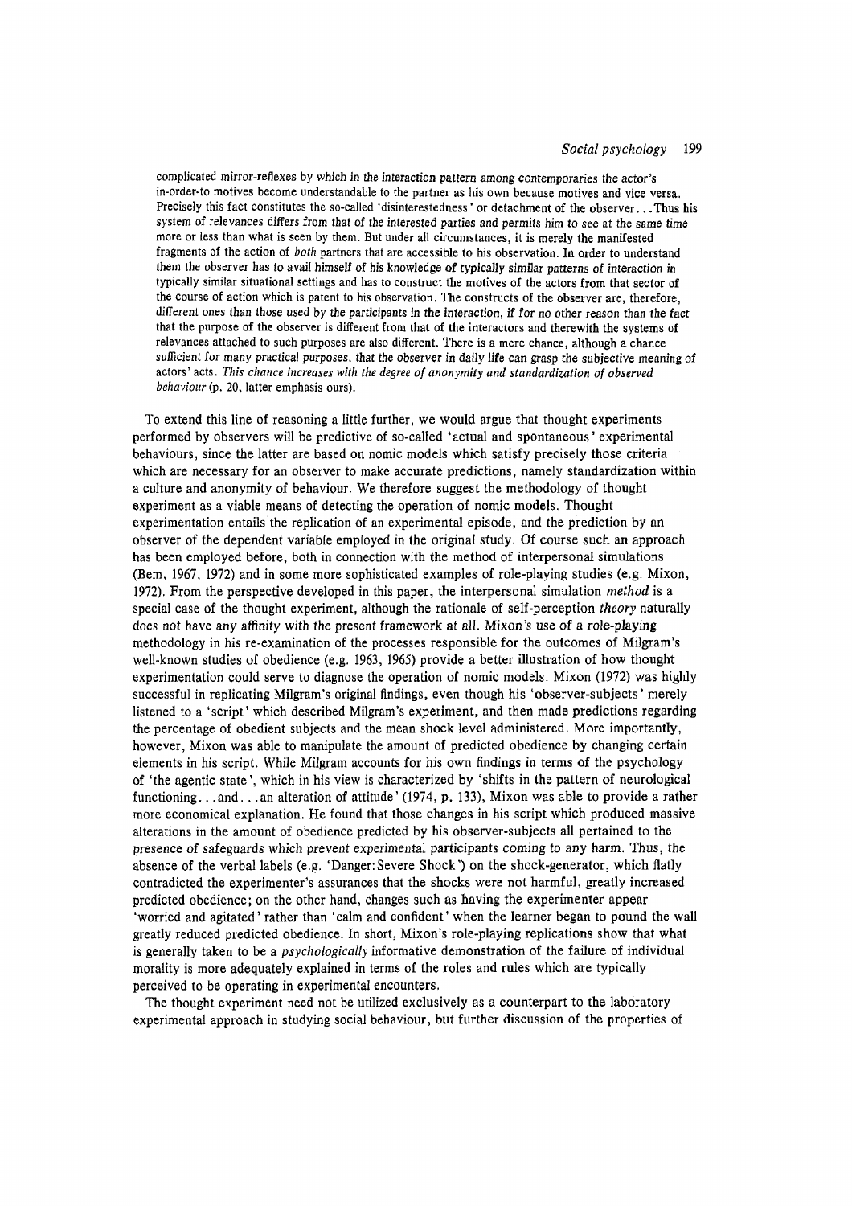complicated mirror-reflexes by which in the interaction pattern among contemporaries the actor's in-order-to motives become understandable to the partner as his own because motives and vice versa. Precisely this fact constitutes the so-called 'disinterestedness' or detachment of the observer. . . Thus his system of relevances differs from that of the interested parties and permits him to see at the same time more or less than what is seen by them. But under all circumstances, it is merely the manifested fragments of the action of *both* partners that are accessible to his observation. In order to understand them the observer has to avail himself of his knowledge of typically similar patterns of interaction in typically similar situational settings and has to construct the motives of the actors from that sector of the course of action which is patent to his observation. The constructs of the observer are, therefore, different ones than those used by the participants in the interaction, if for no other reason than the fact that the purpose of the observer is different from that of the interactors and therewith the systems of relevances attached to such purposes are also different. There is a mere chance, although a chance sufficient for many practical purposes, that the observer in daily life can grasp the subjective meaning of actors' acts. *This chance increases with the degree of anonymity and standardization of observed behaviour* (p. 20, latter emphasis ours).

To extend this line of reasoning a little further, we would argue that thought experiments performed by observers will be predictive of so-called 'actual and spontaneous' experimental behaviours, since the latter are based on nomic models which satisfy precisely those criteria which are necessary for an observer to make accurate predictions, namely standardization within a culture and anonymity of behaviour. We therefore suggest the methodology of thought experiment as a viable means of detecting the operation of nomic models. Thought experimentation entails the replication of an experimental episode, and the prediction by an observer of the dependent variable employed in the original study. Of course such an approach has been employed before, both in connection with the method of interpersonal simulations (Bem, 1967, 1972) and in some more sophisticated examples of role-playing studies (e.g. Mixon, 1972). From the perspective developed in this paper, the interpersonal simulation *method* is a special case of the thought experiment, although the rationale of self-perception *theory* naturally does not have any affinity with the present framework at all. Mixon's use of a role-playing methodology in his re-examination of the processes responsible for the outcomes of Milgram's well-known studies of obedience (e.g. 1963, 1965) provide a better illustration of how thought experimentation could serve to diagnose the operation of nomic models. Mixon (1972) was highly successful in replicating Milgram's original findings, even though his 'observer-subjects' merely listened to a 'script' which described Milgram's experiment, and then made predictions regarding the percentage of obedient subjects and the mean shock level administered. More importantly, however, Mixon was able to manipulate the amount of predicted obedience by changing certain elements in his script. While Milgram accounts for his own findings in terms of the psychology of 'the agentic state', which in his view is characterized by 'shifts in the pattern of neurological functioning. . . and. . . an alteration of attitude' (1974, p. 133), Mixon was able to provide a rather more economical explanation. He found that those changes in his script which produced massive alterations in the amount of obedience predicted by his observer-subjects all pertained to the presence of safeguards which prevent experimental participants coming to any harm. Thus, the absence of the verbal labels (e.g. 'Danger: Severe Shock') on the shock-generator, which flatly contradicted the experimenter's assurances that the shocks were not harmful, greatly increased predicted obedience; on the other hand, changes such as having the experimenter appear 'worried and agitated' rather than 'calm and confident' when the learner began to pound the wall greatly reduced predicted obedience. In short, Mixon's role-playing replications show that what is generally taken to be a *psychologically* informative demonstration of the failure of individual morality is more adequately explained in terms of the roles and rules which are typically perceived to be operating in experimental encounters.

The thought experiment need not be utilized exclusively as a counterpart to the laboratory experimental approach in studying social behaviour, but further discussion of the properties of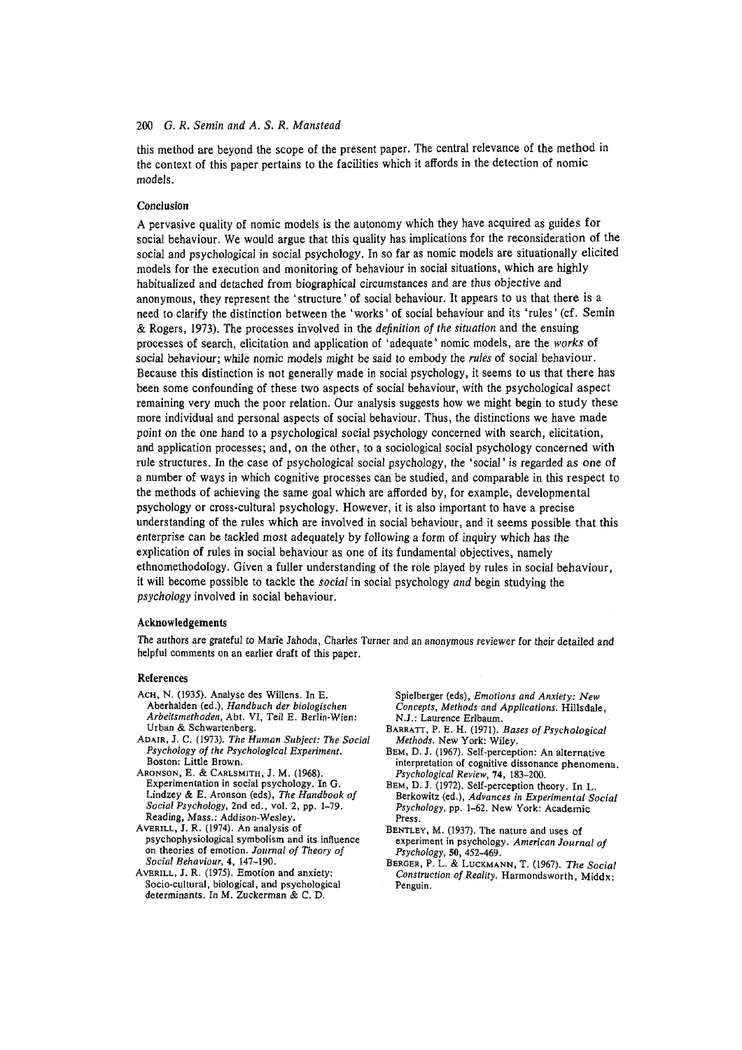this method are beyond the scope of the present paper. The central relevance of the method in the context of this paper pertains to the facilities which it affords in the detection of nomic models.

### Conclusion

A pervasive quality of nomic models is the autonomy which they have acquired as guides for social behaviour. We would argue that this quality has implications for the reconsideration of the social and psychological in social psychology. In so far as nomic models are situationally elicited models for the execution and monitoring of behaviour in social situations, which are highly habitualized and detached from biographical circumstances and are thus objective and anonymous, they represent the 'structure' of social behaviour. It appears to us that there is a need to clarify the distinction between the 'works' of social behaviour and its 'rules' (cf. Semin & Rogers, 1973). The processes involved in the *definition of the situation* and the ensuing processes of search, elicitation and application of 'adequate' nomic models, are the *works* of social behaviour; while nomic models might be said to embody the *rules* of social behaviour. Because this distinction is not generally made in social psychology, it seems to us that there has been some confounding of these two aspects of social behaviour, with the psychological aspect remaining very much the poor relation. Our analysis suggests how we might begin to study these more individual and personal aspects of social behaviour. Thus, the distinctions we have made point on the one hand to a psychological social psychology concerned with search, elicitation, and application processes; and, on the other, to a sociological social psychology concerned with rule structures. In the case of psychological social psychology, the 'social' is regarded as one of a number of ways in which cognitive processes can be studied, and comparable in this respect to the methods of achieving the same goal which are afforded by, for example, developmental psychology or cross-cultural psychology. However, it is also important to have a precise understanding of the rules which are involved in social behaviour, and it seems possible that this enterprise can be tackled most adequately by following a form of inquiry which has the explication of rules in social behaviour as one of its fundamental objectives, namely ethnomethodology. Given a fuller understanding of the role played by rules in social behaviour, it will become possible to tackle the *social* in social psychology *and* begin studying the *psychology* involved in social behaviour.

### Acknowledgements

The authors are grateful to Marie Jahoda, Charles Turner and an anonymous reviewer for their detailed and helpful comments on an earlier draft of this paper.

### References

ACH, N. (1935). Analyse des Willens. In E. Aberhalden (ed.), *Handbuch der biologischen Arbeitsmethoden*, Abt. VI, Teil E. Berlin-Wien: Urban & Schwartenberg.

ADAIR, J. C. (1973). *The Human Subject: The Social Psychology of the Psychological Experiment.* Boston: Little Brown.

ARONSON, E. & CARLSMITH, J. M. (1968). Experimentation in social psychology. In G. Lindzey & E. Aronson (eds), *The Handbook of Social Psychology*, 2nd ed., vol. 2, pp. 1–79. Reading, Mass.: Addison-Wesley.

AVERILL, J. R. (1974). An analysis of psychophysiological symbolism and its influence on theories of emotion. *Journal of Theory of Social Behaviour*, **4**, 147–190.

AVERILL, J. R. (1975). Emotion and anxiety: Socio-cultural, biological, and psychological determinants. In M. Zuckerman & C. D. Spielberger (eds), *Emotions and Anxiety: New Concepts, Methods and Applications.* Hillsdale, N.J.: Laurence Erlbaum.

BARRATT, P. E. H. (1971). *Bases of Psychological Methods.* New York: Wiley.

BEM, D. J. (1967). Self-perception: An alternative interpretation of cognitive dissonance phenomena. *Psychological Review*, **74**, 183–200.

BEM, D. J. (1972). Self-perception theory. In L. Berkowitz (ed.), *Advances in Experimental Social Psychology*, pp. 1–62. New York: Academic Press.

BENTLEY, M. (1937). The nature and uses of experiment in psychology. *American Journal of Psychology*, **50**, 452–469.

BERGER, P. L. & LUCKMANN, T. (1967). *The Social Construction of Reality.* Harmondsworth, Middx: Penguin.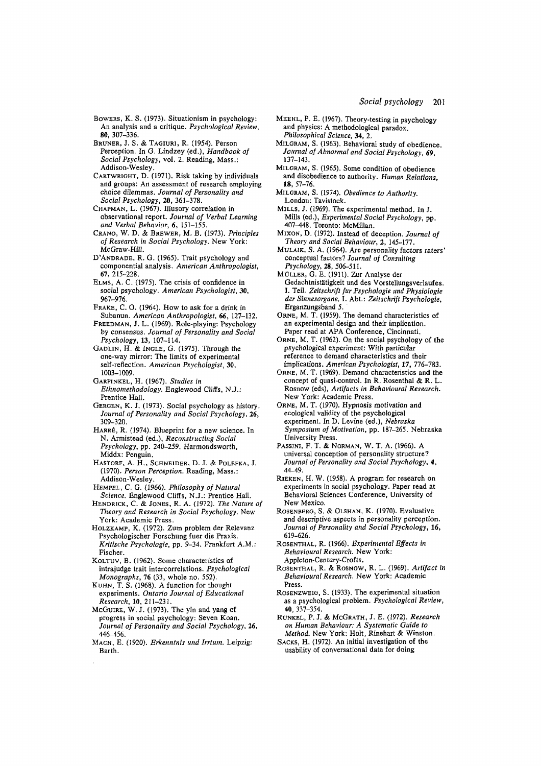BOWERS, K. S. (1973). Situationism in psychology: An analysis and a critique. *Psychological Review*, **80**, 307–336.

BRUNER, J. S. & TAGIURI, R. (1954). Person Perception. In G. Lindzey (ed.), *Handbook of Social Psychology*, vol. 2. Reading, Mass.: Addison-Wesley.

CARTWRIGHT, D. (1971). Risk taking by individuals and groups: An assessment of research employing choice dilemmas. *Journal of Personality and Social Psychology*, **20**, 361–378.

CHAPMAN, L. (1967). Illusory correlation in observational report. *Journal of Verbal Learning and Verbal Behavior*, **6**, 151–155.

CRANO, W. D. & BREWER, M. B. (1973). *Principles of Research in Social Psychology*. New York: McGraw-Hill.

D'ANDRADE, R. G. (1965). Trait psychology and componential analysis. *American Anthropologist*, **67**, 215–228.

ELMS, A. C. (1975). The crisis of confidence in social psychology. *American Psychologist*, **30**, 967–976.

FRAKE, C. O. (1964). How to ask for a drink in Subanun. *American Anthropologist*, **66**, 127–132.

FREEDMAN, J. L. (1969). Role-playing: Psychology by consensus. *Journal of Personality and Social Psychology*, **13**, 107–114.

GADLIN, H. & INGLE, G. (1975). Through the one-way mirror: The limits of experimental self-reflection. *American Psychologist*, **30**, 1003–1009.

GARFINKEL, H. (1967). *Studies in Ethnomethodology*. Englewood Cliffs, N.J.: Prentice Hall.

GERGEN, K. J. (1973). Social psychology as history. *Journal of Personality and Social Psychology*, **26**, 309–320.

HARRÉ, R. (1974). Blueprint for a new science. In N. Armistead (ed.), *Reconstructing Social Psychology*, pp. 240–259. Harmondsworth, Middx: Penguin.

HASTORF, A. H., SCHNEIDER, D. J. & POLEFKA, J. (1970). *Person Perception*. Reading, Mass.: Addison-Wesley.

HEMPEL, C. G. (1966). *Philosophy of Natural Science*. Englewood Cliffs, N.J.: Prentice Hall.

HENDRICK, C. & JONES, R. A. (1972). *The Nature of Theory and Research in Social Psychology*. New York: Academic Press.

HOLZKAMP, K. (1972). Zum problem der Relevanz Psychologischer Forschung fuer die Praxis. *Kritische Psychologie*, pp. 9–34. Frankfurt A.M.: Fischer.

KOLTUV, B. (1962). Some characteristics of intrajudge trait intercorrelations. *Psychological Monographs*, **76** (33, whole no. 552).

KUHN, T. S. (1968). A function for thought experiments. *Ontario Journal of Educational Research*, **10**, 211–231.

MCGUIRE, W. J. (1973). The yin and yang of progress in social psychology: Seven Koan. *Journal of Personality and Social Psychology*, **26**, 446–456.

MACH, E. (1920). *Erkenntnis und Irrtum*. Leipzig: Barth.

MEEHL, P. E. (1967). Theory-testing in psychology and physics: A methodological paradox. *Philosophical Science*, **34**, 2.

MILGRAM, S. (1963). Behavioral study of obedience. *Journal of Abnormal and Social Psychology*, **69**, 137–143.

MILGRAM, S. (1965). Some condition of obedience and disobedience to authority. *Human Relations*, **18**, 57–76.

MILGRAM, S. (1974). *Obedience to Authority*. London: Tavistock.

MILLS, J. (1969). The experimental method. In J. Mills (ed.), *Experimental Social Psychology*, pp. 407–448. Toronto: McMillan.

MIXON, D. (1972). Instead of deception. *Journal of Theory and Social Behaviour*, **2**, 145–177.

MULAIK, S. A. (1964). Are personality factors raters' conceptual factors? *Journal of Consulting Psychology*, **28**, 506–511.

MÜLLER, G. E. (1911). Zur Analyse der Gedachtnistätigkeit und des Vorstellungsverlaufes. I. Teil. *Zeitschrift fur Psychologie und Physiologie der Sinnesorgane*. I. Abt.: *Zeitschrift Psychologie*, Erganzungsband 5.

ORNE, M. T. (1959). The demand characteristics of an experimental design and their implication. Paper read at APA Conference, Cincinnati.

ORNE, M. T. (1962). On the social psychology of the psychological experiment: With particular reference to demand characteristics and their implications. *American Psychologist*, **17**, 776–783.

ORNE, M. T. (1969). Demand characteristics and the concept of quasi-control. In R. Rosenthal & R. L. Rosnow (eds), *Artifacts in Behavioural Research*. New York: Academic Press.

ORNE, M. T. (1970). Hypnosis motivation and ecological validity of the psychological experiment. In D. Levine (ed.), *Nebraska Symposium of Motivation*, pp. 187–265. Nebraska University Press.

PASSINI, F. T. & NORMAN, W. T. A. (1966). A universal conception of personality structure? *Journal of Personality and Social Psychology*, **4**, 44–49.

RIEKEN, H. W. (1958). A program for research on experiments in social psychology. Paper read at Behavioral Sciences Conference, University of New Mexico.

ROSENBERG, S. & OLSHAN, K. (1970). Evaluative and descriptive aspects in personality perception. *Journal of Personality and Social Psychology*, **16**, 619–626.

ROSENTHAL, R. (1966). *Experimental Effects in Behavioural Research*. New York: Appleton-Century-Crofts.

ROSENTHAL, R. & ROSNOW, R. L. (1969). *Artifact in Behavioural Research*. New York: Academic Press.

ROSENZWEIG, S. (1933). The experimental situation as a psychological problem. *Psychological Review*, **40**, 337–354.

RUNKEL, P. J. & MCGRATH, J. E. (1972). *Research on Human Behaviour: A Systematic Guide to Method*. New York: Holt, Rinehart & Winston.

SACKS, H. (1972). An initial investigation of the usability of conversational data for doing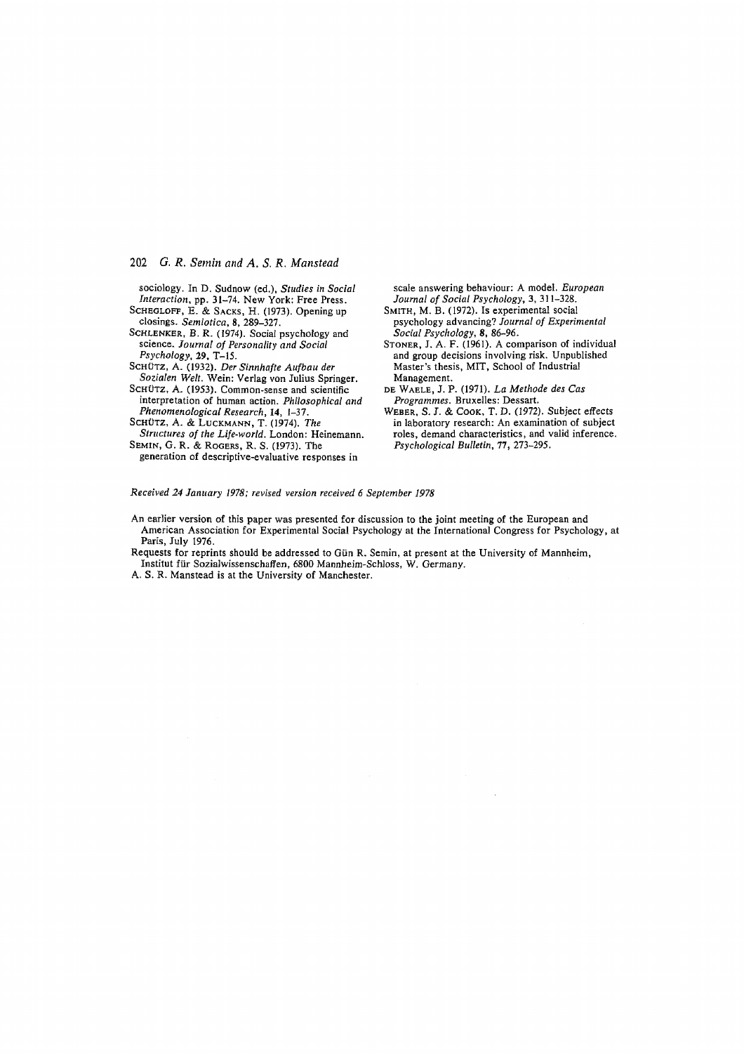sociology. In D. Sudnow (ed.), *Studies in Social Interaction*, pp. 31–74. New York: Free Press.

SCHEGLOFF, E. & SACKS, H. (1973). Opening up closings. *Semiotica*, **8**, 289–327.

SCHLENKER, B. R. (1974). Social psychology and science. *Journal of Personality and Social Psychology*, **29**, T–15.

SCHÜTZ, A. (1932). *Der Sinnhafte Aufbau der Sozialen Welt*. Wein: Verlag von Julius Springer.

SCHÜTZ, A. (1953). Common-sense and scientific interpretation of human action. *Philosophical and Phenomenological Research*, **14**, 1–37.

SCHÜTZ, A. & LUCKMANN, T. (1974). *The Structures of the Life-world*. London: Heinemann.

SEMIN, G. R. & ROGERS, R. S. (1973). The generation of descriptive-evaluative responses in scale answering behaviour: A model. *European Journal of Social Psychology*, **3**, 311–328.

SMITH, M. B. (1972). Is experimental social psychology advancing? *Journal of Experimental Social Psychology*, **8**, 86–96.

STONER, J. A. F. (1961). A comparison of individual and group decisions involving risk. Unpublished Master's thesis, MIT, School of Industrial Management.

DE WAELE, J. P. (1971). *La Methode des Cas Programmes*. Bruxelles: Dessart.

WEBER, S. J. & COOK, T. D. (1972). Subject effects in laboratory research: An examination of subject roles, demand characteristics, and valid inference. *Psychological Bulletin*, **77**, 273–295.

*Received 24 January 1978; revised version received 6 September 1978*

An earlier version of this paper was presented for discussion to the joint meeting of the European and American Association for Experimental Social Psychology at the International Congress for Psychology, at Paris, July 1976.

Requests for reprints should be addressed to Gün R. Semin, at present at the University of Mannheim, Institut für Sozialwissenschaften, 6800 Mannheim-Schloss, W. Germany.

A. S. R. Manstead is at the University of Manchester.